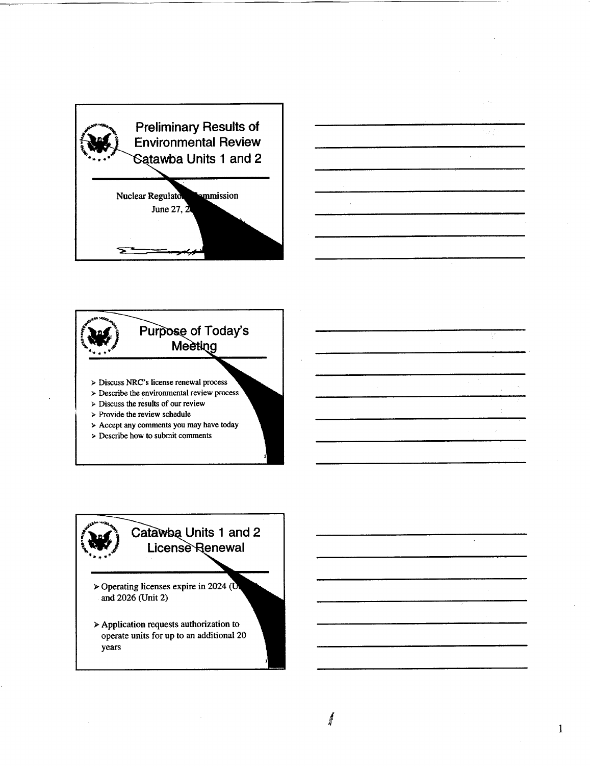## Preliminary Results of Environmental Review Catawba Units 1 and 2

Nuclear Regulatory Commission
June 27, 2

## Purpose of Today's Meeting

- Discuss NRC's license renewal process
- Describe the environmental review process
- Discuss the results of our review
- Provide the review schedule
- Accept any comments you may have today
- Describe how to submit comments

## Catawba Units 1 and 2 License Renewal

- Operating licenses expire in 2024 (U and 2026 (Unit 2)
- Application requests authorization to operate units for up to an additional 20 years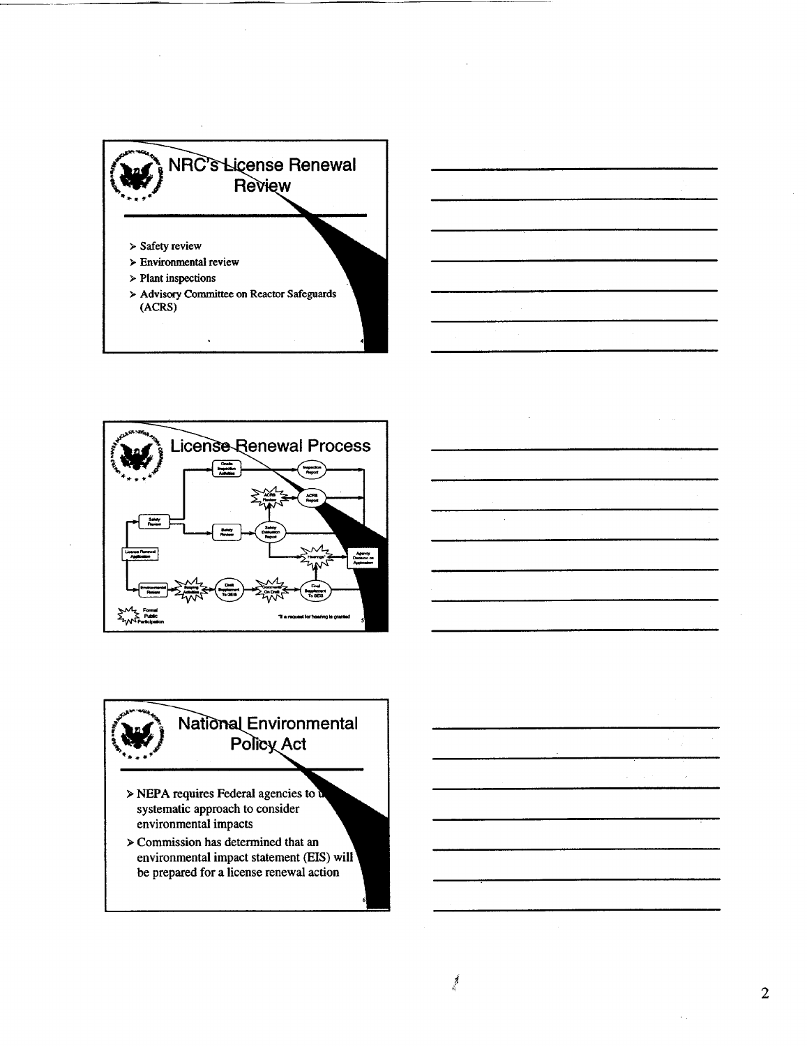## NRC's License Renewal Review

- Safety review
- Environmental review
- Plant inspections
- Advisory Committee on Reactor Safeguards (ACRS)

## License Renewal Process

License Renewal Application → Safety Review → Onsite Inspection Activities → Inspection Report

ACRS Review → ACRS Report

Safety Review → Safety Evaluation Report → Hearings* → Agency Decision on Application

Environmental Review → Scoping Activities → Draft Supplement To GEIS → Comments On Draft → Final Supplement To GEIS

Formal Public Participation

*If a request for hearing is granted

## National Environmental Policy Act

- NEPA requires Federal agencies to u systematic approach to consider environmental impacts
- Commission has determined that an environmental impact statement (EIS) will be prepared for a license renewal action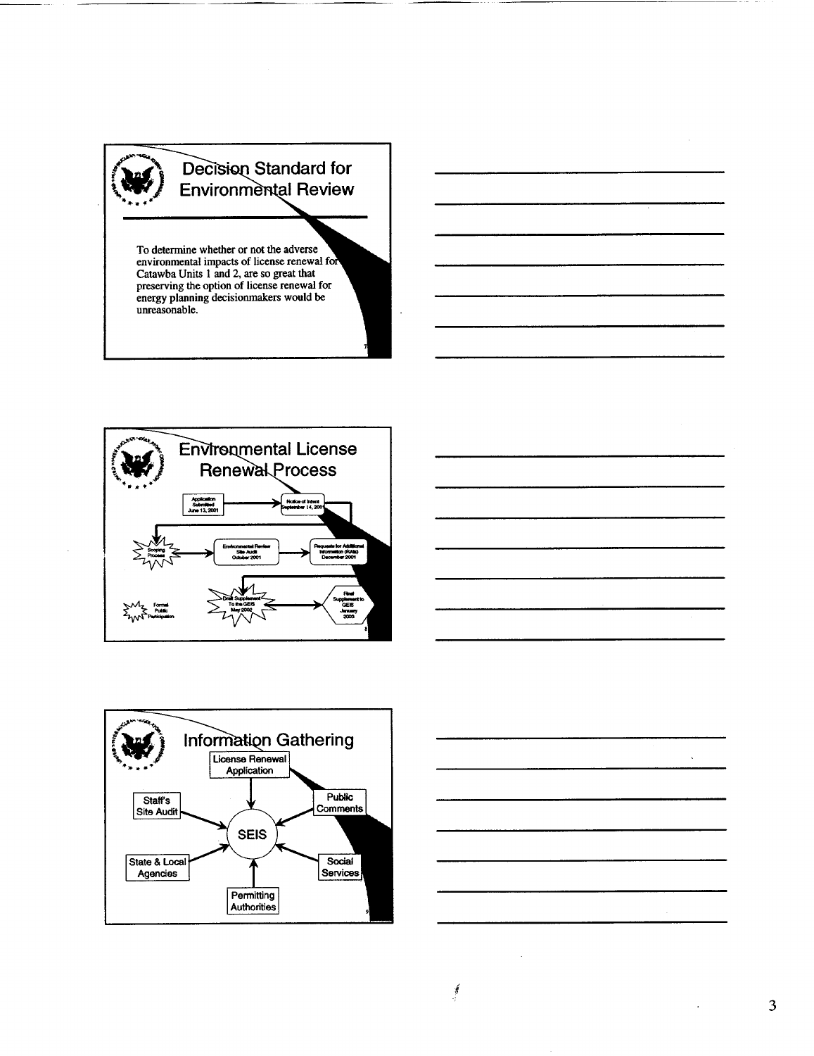## Decision Standard for Environmental Review

To determine whether or not the adverse environmental impacts of license renewal for Catawba Units 1 and 2, are so great that preserving the option of license renewal for energy planning decisionmakers would be unreasonable.

## Environmental License Renewal Process

Application Submitted June 13, 2001 → Notice of Intent September 14, 2001 → Scoping Process → Environmental Review Site Audit October 2001 → Requests for Additional Information (RAIs) December 2001 → Draft Supplement To the GEIS May 2002 → Final Supplement to GEIS January 2003

Formal Public Participation

## Information Gathering

SEIS

- License Renewal Application
- Public Comments
- Social Services
- Permitting Authorities
- State & Local Agencies
- Staff's Site Audit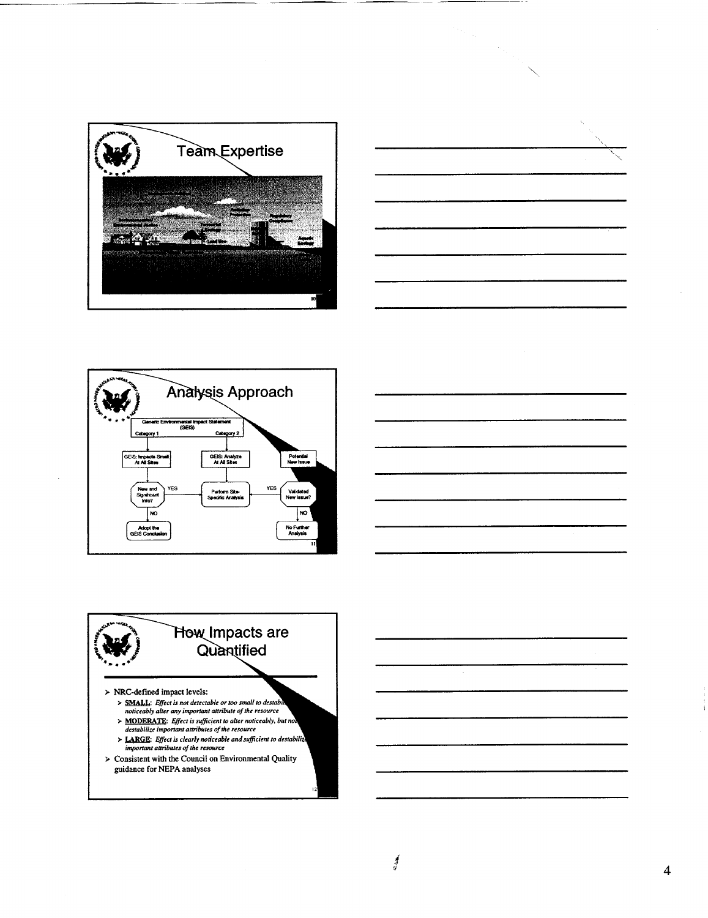## Team Expertise

## Analysis Approach

Generic Environmental Impact Statement (GEIS)

Category 1 → GEIS: Impacts Small At All Sites → New and Significant Info? → YES: Perform Site-Specific Analysis; NO: Adopt the GEIS Conclusion

Category 2 → GEIS: Analyze At All Sites → Perform Site-Specific Analysis

Potential New Issue → Validated New Issue? → YES: Perform Site-Specific Analysis; NO: No Further Analysis

## How Impacts are Quantified

- NRC-defined impact levels:
  - **SMALL**: *Effect is not detectable or too small to destabilize or noticeably alter any important attribute of the resource*
  - **MODERATE**: *Effect is sufficient to alter noticeably, but not destabilize important attributes of the resource*
  - **LARGE**: *Effect is clearly noticeable and sufficient to destabilize important attributes of the resource*
- Consistent with the Council on Environmental Quality guidance for NEPA analyses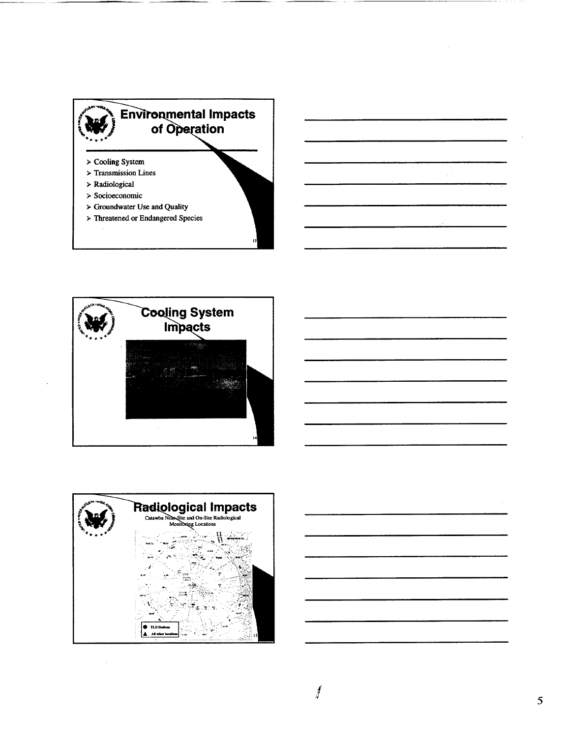## Environmental Impacts of Operation

- Cooling System
- Transmission Lines
- Radiological
- Socioeconomic
- Groundwater Use and Quality
- Threatened or Endangered Species

## Cooling System Impacts

## Radiological Impacts

Catawba Near-Site and On-Site Radiological Monitoring Locations

- TLD Stations
- All other locations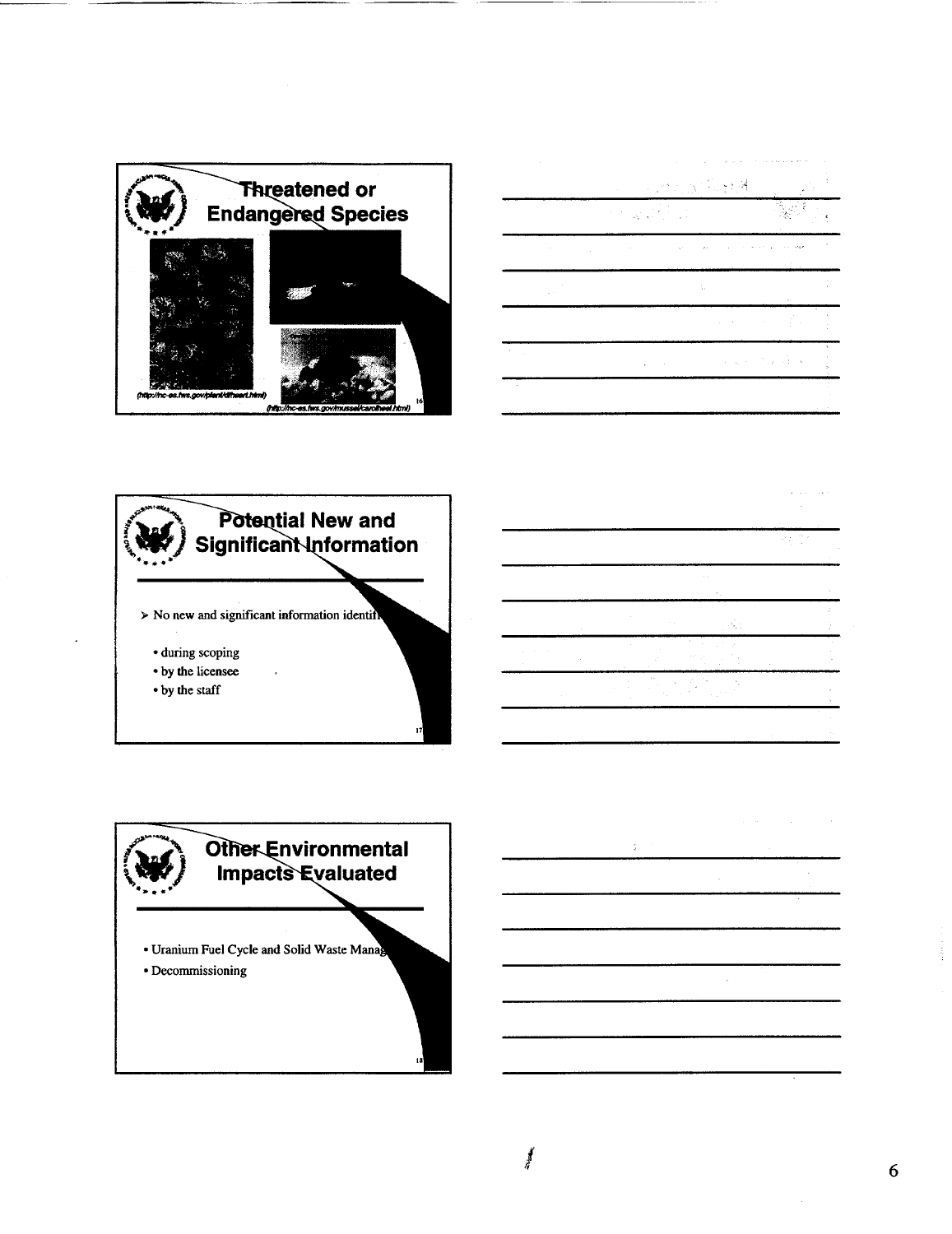## Threatened or Endangered Species

(http://nc-es.fws.gov/plant/dflheart.html)

(http://nc-es.fws.gov/mussel/carolheel.html)

## Potential New and Significant Information

- No new and significant information identifi
  - during scoping
  - by the licensee
  - by the staff

## Other Environmental Impacts Evaluated

- Uranium Fuel Cycle and Solid Waste Manag
- Decommissioning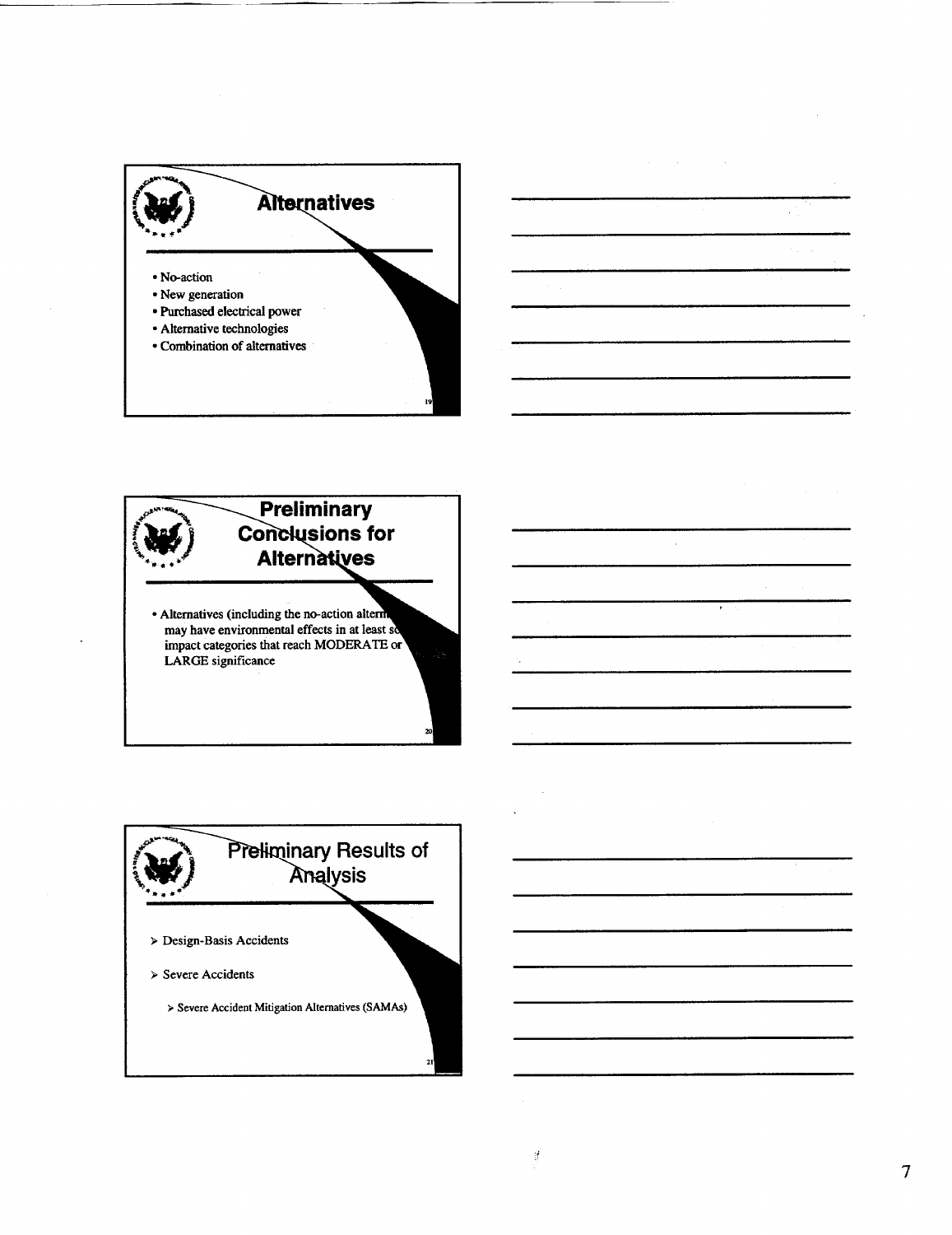## Alternatives

- No-action
- New generation
- Purchased electrical power
- Alternative technologies
- Combination of alternatives

## Preliminary Conclusions for Alternatives

- Alternatives (including the no-action altern[ative]) may have environmental effects in at least so[me] impact categories that reach MODERATE or LARGE significance

## Preliminary Results of Analysis

> Design-Basis Accidents

> Severe Accidents

> > Severe Accident Mitigation Alternatives (SAMAs)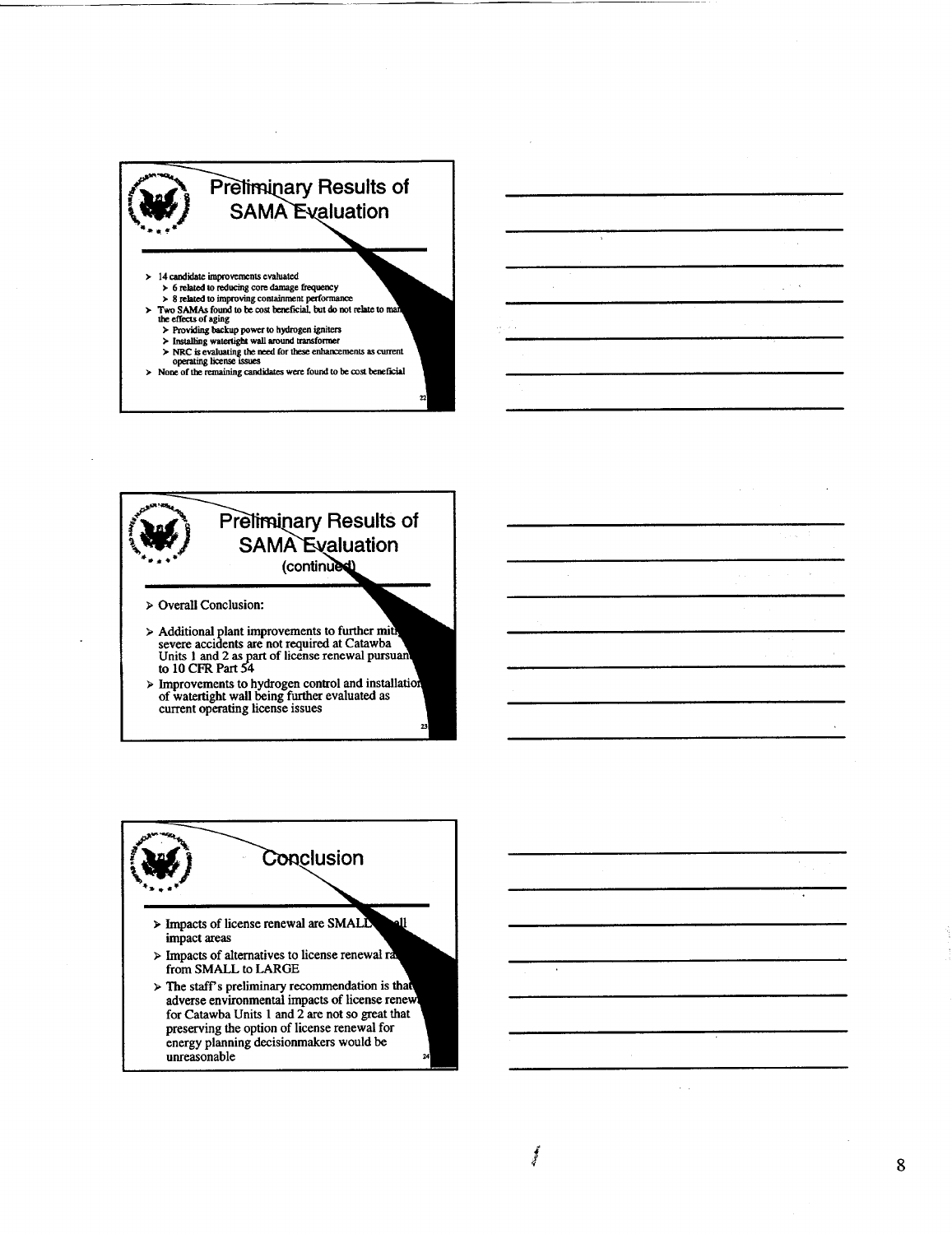## Preliminary Results of SAMA Evaluation

- 14 candidate improvements evaluated
  - 6 related to reducing core damage frequency
  - 8 related to improving containment performance
- Two SAMAs found to be cost beneficial, but do not relate to man the effects of aging
  - Providing backup power to hydrogen igniters
  - Installing watertight wall around transformer
  - NRC is evaluating the need for these enhancements as current operating license issues
- None of the remaining candidates were found to be cost beneficial

## Preliminary Results of SAMA Evaluation (continued)

- Overall Conclusion:
- Additional plant improvements to further miti severe accidents are not required at Catawba Units 1 and 2 as part of license renewal pursuan to 10 CFR Part 54
- Improvements to hydrogen control and installatio of watertight wall being further evaluated as current operating license issues

## Conclusion

- Impacts of license renewal are SMALL ll impact areas
- Impacts of alternatives to license renewal ra from SMALL to LARGE
- The staff's preliminary recommendation is that adverse environmental impacts of license renew for Catawba Units 1 and 2 are not so great that preserving the option of license renewal for energy planning decisionmakers would be unreasonable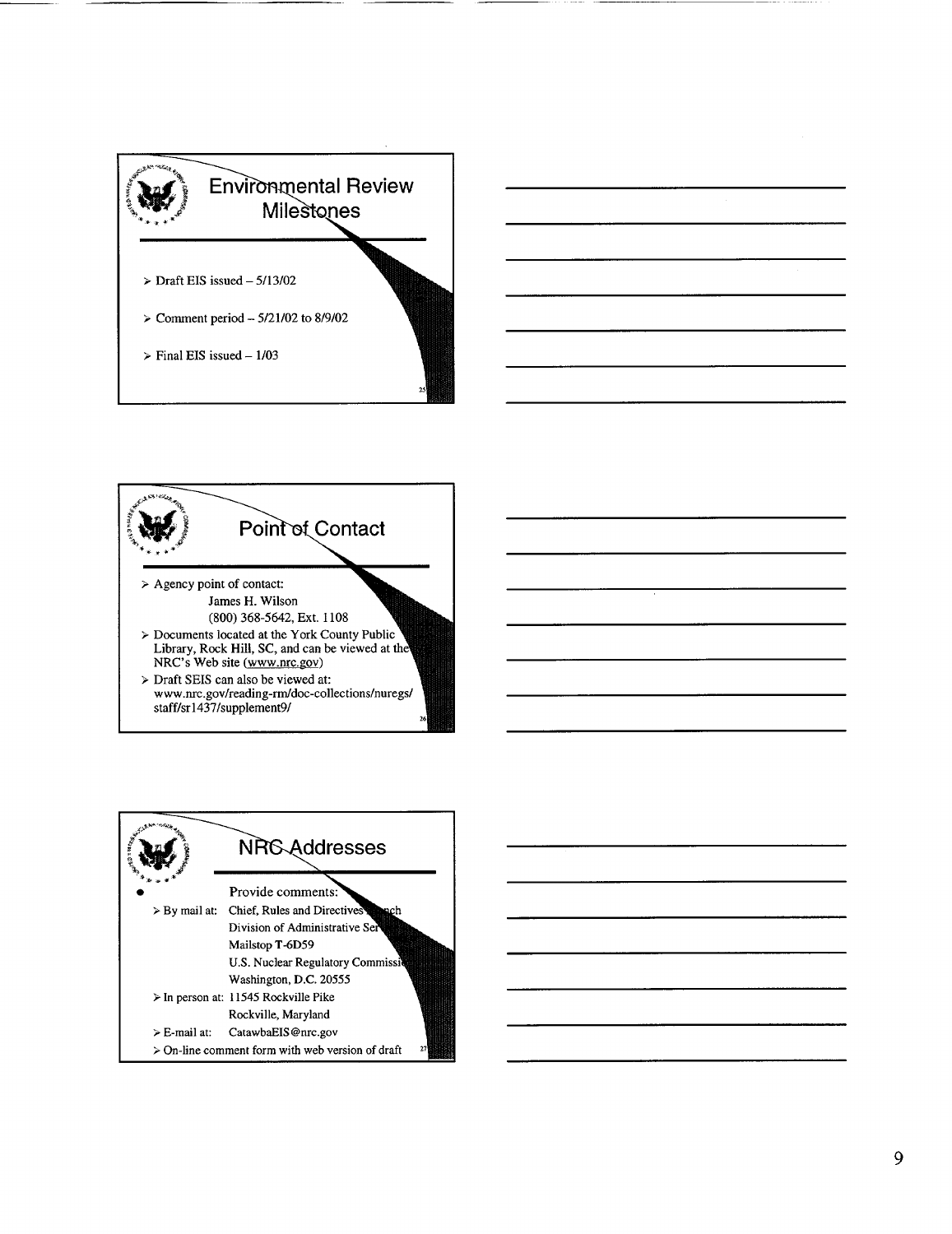## Environmental Review Milestones

- Draft EIS issued – 5/13/02
- Comment period – 5/21/02 to 8/9/02
- Final EIS issued – 1/03

## Point of Contact

- Agency point of contact:
  James H. Wilson
  (800) 368-5642, Ext. 1108
- Documents located at the York County Public Library, Rock Hill, SC, and can be viewed at the NRC's Web site (www.nrc.gov)
- Draft SEIS can also be viewed at: www.nrc.gov/reading-rm/doc-collections/nuregs/staff/sr1437/supplement9/

## NRC Addresses

- Provide comments:
  - By mail at: Chief, Rules and Directives Branch
    Division of Administrative Services
    Mailstop T-6D59
    U.S. Nuclear Regulatory Commission
    Washington, D.C. 20555
  - In person at: 11545 Rockville Pike
    Rockville, Maryland
  - E-mail at: CatawbaEIS@nrc.gov
  - On-line comment form with web version of draft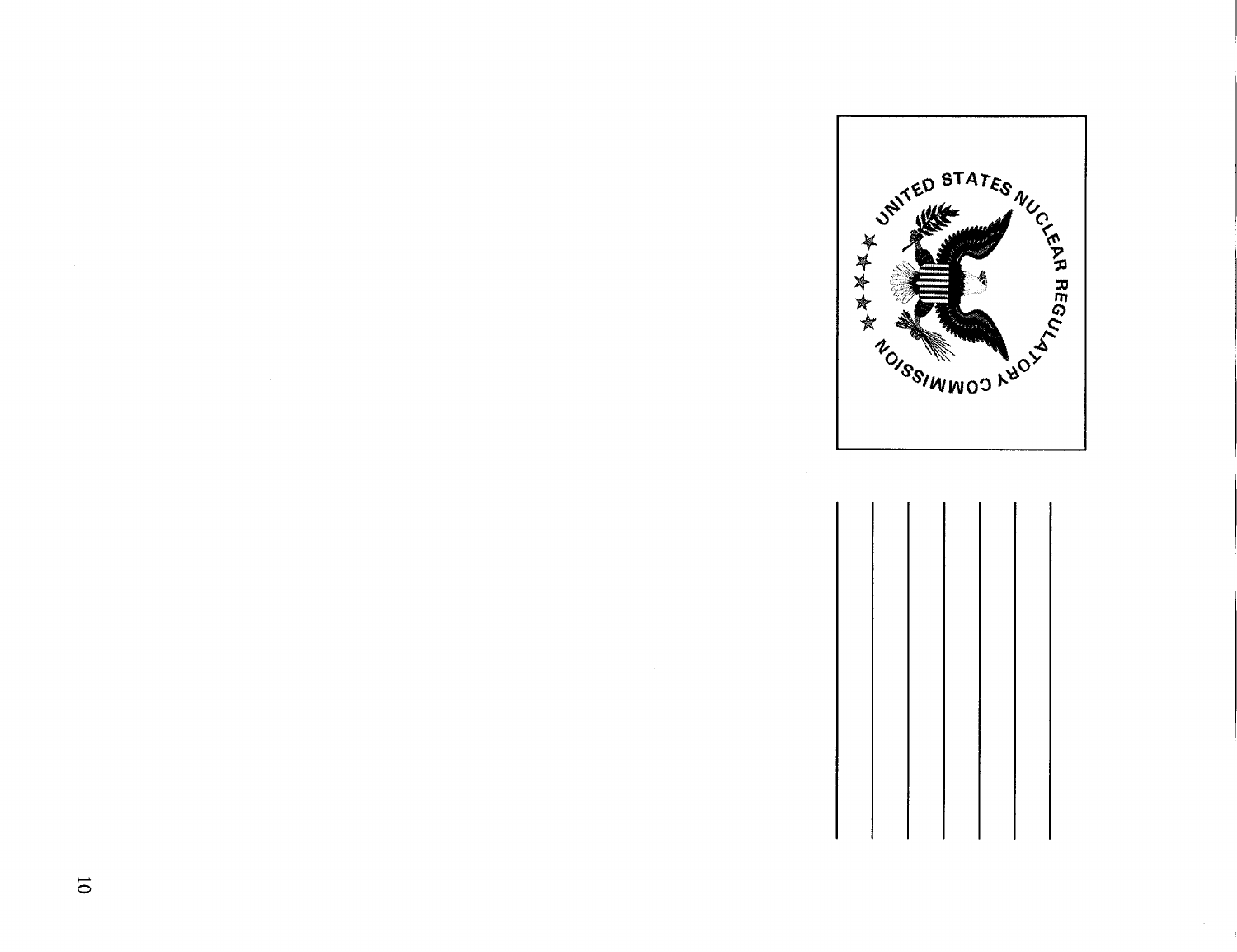UNITED STATES NUCLEAR REGULATORY COMMISSION